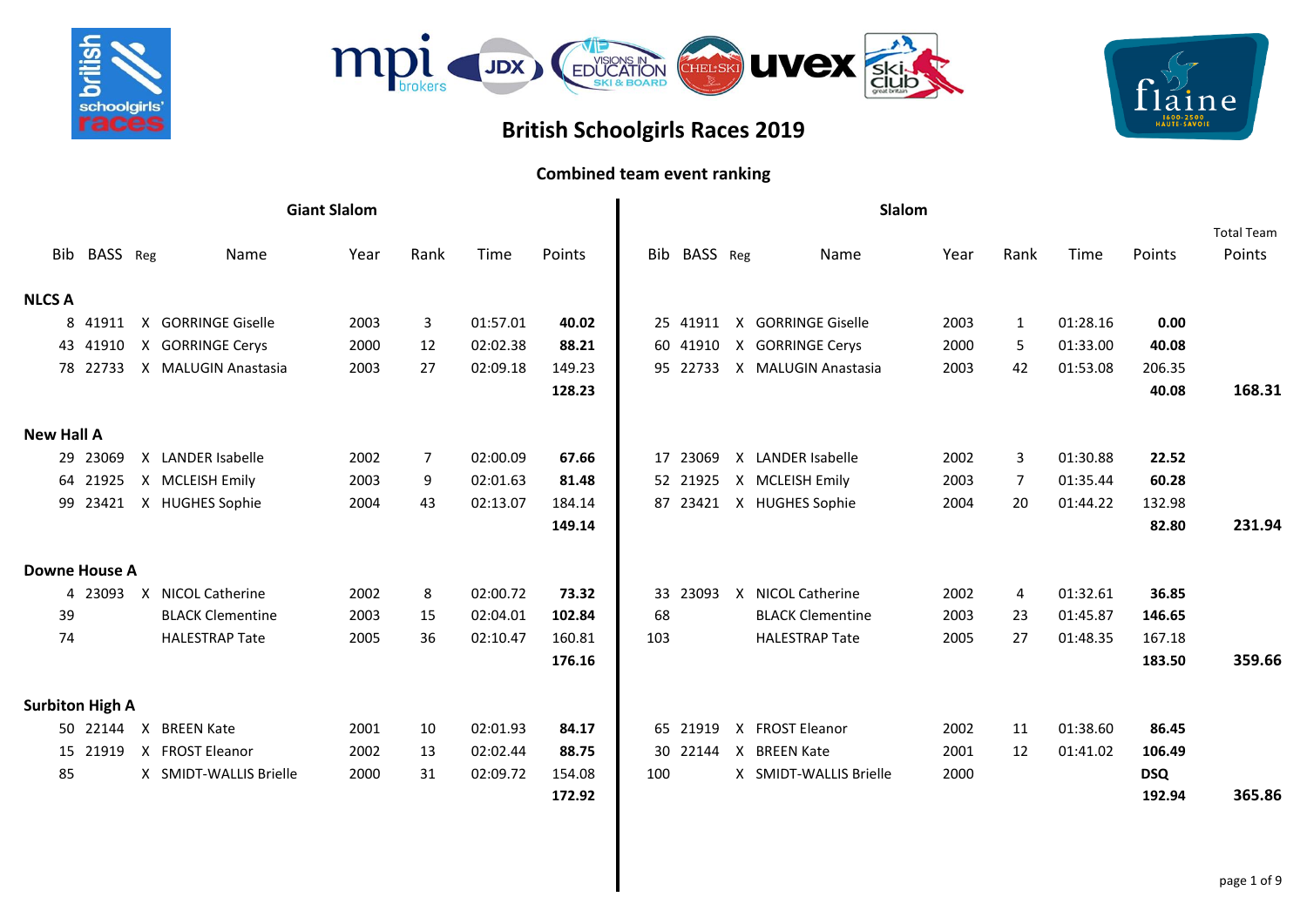# British Schoolgirls Races 2019

## Combined team event ranking

| Giant Slalom | | | | | | | | | Slalom | | | | | | | | | |
|---|---|---|---|---|---|---|---|---|---|---|---|---|---|---|---|---|---|---|
| Bib | BASS | Reg | Name | Year | Rank | Time | Points | | Bib | BASS | Reg | Name | Year | Rank | Time | Points | | Total Team Points |
| **NLCS A** | | | | | | | | | | | | | | | | | | |
| 8 | 41911 | X | GORRINGE Giselle | 2003 | 3 | 01:57.01 | **40.02** | | 25 | 41911 | X | GORRINGE Giselle | 2003 | 1 | 01:28.16 | **0.00** | | |
| 43 | 41910 | X | GORRINGE Cerys | 2000 | 12 | 02:02.38 | **88.21** | | 60 | 41910 | X | GORRINGE Cerys | 2000 | 5 | 01:33.00 | **40.08** | | |
| 78 | 22733 | X | MALUGIN Anastasia | 2003 | 27 | 02:09.18 | 149.23 | | 95 | 22733 | X | MALUGIN Anastasia | 2003 | 42 | 01:53.08 | 206.35 | | |
| | | | | | | | **128.23** | | | | | | | | | **40.08** | | **168.31** |
| **New Hall A** | | | | | | | | | | | | | | | | | | |
| 29 | 23069 | X | LANDER Isabelle | 2002 | 7 | 02:00.09 | **67.66** | | 17 | 23069 | X | LANDER Isabelle | 2002 | 3 | 01:30.88 | **22.52** | | |
| 64 | 21925 | X | MCLEISH Emily | 2003 | 9 | 02:01.63 | **81.48** | | 52 | 21925 | X | MCLEISH Emily | 2003 | 7 | 01:35.44 | **60.28** | | |
| 99 | 23421 | X | HUGHES Sophie | 2004 | 43 | 02:13.07 | 184.14 | | 87 | 23421 | X | HUGHES Sophie | 2004 | 20 | 01:44.22 | 132.98 | | |
| | | | | | | | **149.14** | | | | | | | | | **82.80** | | **231.94** |
| **Downe House A** | | | | | | | | | | | | | | | | | | |
| 4 | 23093 | X | NICOL Catherine | 2002 | 8 | 02:00.72 | **73.32** | | 33 | 23093 | X | NICOL Catherine | 2002 | 4 | 01:32.61 | **36.85** | | |
| 39 | | | BLACK Clementine | 2003 | 15 | 02:04.01 | **102.84** | | 68 | | | BLACK Clementine | 2003 | 23 | 01:45.87 | **146.65** | | |
| 74 | | | HALESTRAP Tate | 2005 | 36 | 02:10.47 | 160.81 | | 103 | | | HALESTRAP Tate | 2005 | 27 | 01:48.35 | 167.18 | | |
| | | | | | | | **176.16** | | | | | | | | | **183.50** | | **359.66** |
| **Surbiton High A** | | | | | | | | | | | | | | | | | | |
| 50 | 22144 | X | BREEN Kate | 2001 | 10 | 02:01.93 | **84.17** | | 65 | 21919 | X | FROST Eleanor | 2002 | 11 | 01:38.60 | **86.45** | | |
| 15 | 21919 | X | FROST Eleanor | 2002 | 13 | 02:02.44 | **88.75** | | 30 | 22144 | X | BREEN Kate | 2001 | 12 | 01:41.02 | **106.49** | | |
| 85 | | X | SMIDT-WALLIS Brielle | 2000 | 31 | 02:09.72 | 154.08 | | 100 | | X | SMIDT-WALLIS Brielle | 2000 | | | **DSQ** | | |
| | | | | | | | **172.92** | | | | | | | | | **192.94** | | **365.86** |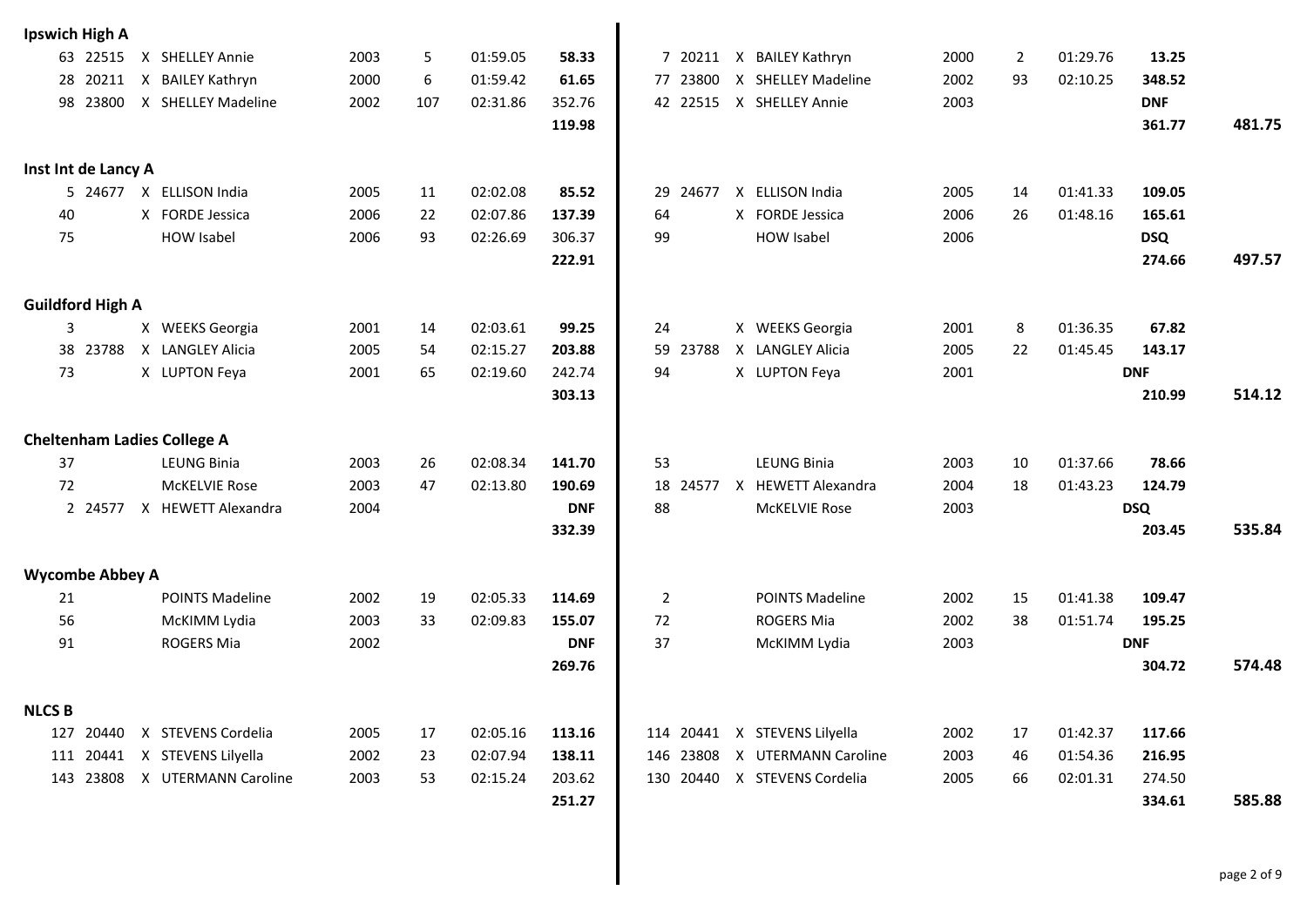| | | | | | | | | | | | | | | | | | | |
|---|---|---|---|---|---|---|---|---|---|---|---|---|---|---|---|---|---|---|
| **Ipswich High A** | | | | | | | | | | | | | | | | | | |
| 63 | 22515 | X | SHELLEY Annie | 2003 | 5 | 01:59.05 | **58.33** | 7 | 20211 | X | BAILEY Kathryn | 2000 | 2 | 01:29.76 | **13.25** | |
| 28 | 20211 | X | BAILEY Kathryn | 2000 | 6 | 01:59.42 | **61.65** | 77 | 23800 | X | SHELLEY Madeline | 2002 | 93 | 02:10.25 | **348.52** | |
| 98 | 23800 | X | SHELLEY Madeline | 2002 | 107 | 02:31.86 | 352.76 | 42 | 22515 | X | SHELLEY Annie | 2003 | | | **DNF** | |
| | | | | | | | **119.98** | | | | | | | | **361.77** | **481.75** |
| **Inst Int de Lancy A** | | | | | | | | | | | | | | | | |
| 5 | 24677 | X | ELLISON India | 2005 | 11 | 02:02.08 | **85.52** | 29 | 24677 | X | ELLISON India | 2005 | 14 | 01:41.33 | **109.05** | |
| 40 | | X | FORDE Jessica | 2006 | 22 | 02:07.86 | **137.39** | 64 | | X | FORDE Jessica | 2006 | 26 | 01:48.16 | **165.61** | |
| 75 | | | HOW Isabel | 2006 | 93 | 02:26.69 | 306.37 | 99 | | | HOW Isabel | 2006 | | | **DSQ** | |
| | | | | | | | **222.91** | | | | | | | | **274.66** | **497.57** |
| **Guildford High A** | | | | | | | | | | | | | | | | |
| 3 | | X | WEEKS Georgia | 2001 | 14 | 02:03.61 | **99.25** | 24 | | X | WEEKS Georgia | 2001 | 8 | 01:36.35 | **67.82** | |
| 38 | 23788 | X | LANGLEY Alicia | 2005 | 54 | 02:15.27 | **203.88** | 59 | 23788 | X | LANGLEY Alicia | 2005 | 22 | 01:45.45 | **143.17** | |
| 73 | | X | LUPTON Feya | 2001 | 65 | 02:19.60 | 242.74 | 94 | | X | LUPTON Feya | 2001 | | | **DNF** | |
| | | | | | | | **303.13** | | | | | | | | **210.99** | **514.12** |
| **Cheltenham Ladies College A** | | | | | | | | | | | | | | | | |
| 37 | | | LEUNG Binia | 2003 | 26 | 02:08.34 | **141.70** | 53 | | | LEUNG Binia | 2003 | 10 | 01:37.66 | **78.66** | |
| 72 | | | McKELVIE Rose | 2003 | 47 | 02:13.80 | **190.69** | 18 | 24577 | X | HEWETT Alexandra | 2004 | 18 | 01:43.23 | **124.79** | |
| 2 | 24577 | X | HEWETT Alexandra | 2004 | | | **DNF** | 88 | | | McKELVIE Rose | 2003 | | | **DSQ** | |
| | | | | | | | **332.39** | | | | | | | | **203.45** | **535.84** |
| **Wycombe Abbey A** | | | | | | | | | | | | | | | | |
| 21 | | | POINTS Madeline | 2002 | 19 | 02:05.33 | **114.69** | 2 | | | POINTS Madeline | 2002 | 15 | 01:41.38 | **109.47** | |
| 56 | | | McKIMM Lydia | 2003 | 33 | 02:09.83 | **155.07** | 72 | | | ROGERS Mia | 2002 | 38 | 01:51.74 | **195.25** | |
| 91 | | | ROGERS Mia | 2002 | | | **DNF** | 37 | | | McKIMM Lydia | 2003 | | | **DNF** | |
| | | | | | | | **269.76** | | | | | | | | **304.72** | **574.48** |
| **NLCS B** | | | | | | | | | | | | | | | | |
| 127 | 20440 | X | STEVENS Cordelia | 2005 | 17 | 02:05.16 | **113.16** | 114 | 20441 | X | STEVENS Lilyella | 2002 | 17 | 01:42.37 | **117.66** | |
| 111 | 20441 | X | STEVENS Lilyella | 2002 | 23 | 02:07.94 | **138.11** | 146 | 23808 | X | UTERMANN Caroline | 2003 | 46 | 01:54.36 | **216.95** | |
| 143 | 23808 | X | UTERMANN Caroline | 2003 | 53 | 02:15.24 | 203.62 | 130 | 20440 | X | STEVENS Cordelia | 2005 | 66 | 02:01.31 | 274.50 | |
| | | | | | | | **251.27** | | | | | | | | **334.61** | **585.88** |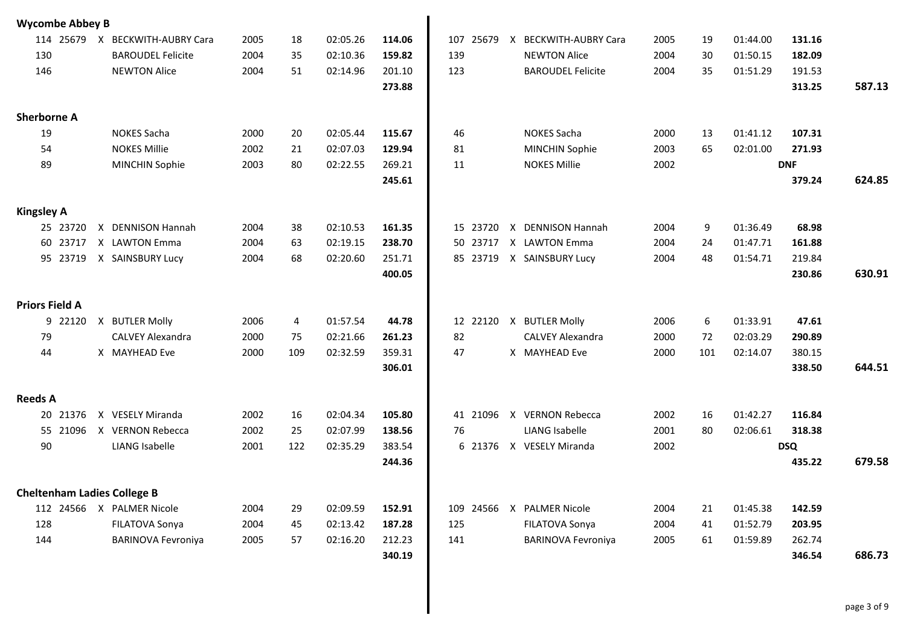**Wycombe Abbey B**

| No. | ID | | Name | Year | Pos | Time | Points | No. | ID | | Name | Year | Pos | Time | Points | Total |
|---|---|---|---|---|---|---|---|---|---|---|---|---|---|---|---|---|
| 114 | 25679 | X | BECKWITH-AUBRY Cara | 2005 | 18 | 02:05.26 | **114.06** | 107 | 25679 | X | BECKWITH-AUBRY Cara | 2005 | 19 | 01:44.00 | **131.16** | |
| 130 | | | BAROUDEL Felicite | 2004 | 35 | 02:10.36 | **159.82** | 139 | | | NEWTON Alice | 2004 | 30 | 01:50.15 | **182.09** | |
| 146 | | | NEWTON Alice | 2004 | 51 | 02:14.96 | 201.10 | 123 | | | BAROUDEL Felicite | 2004 | 35 | 01:51.29 | 191.53 | |
| | | | | | | | **273.88** | | | | | | | | **313.25** | **587.13** |

**Sherborne A**

| No. | ID | | Name | Year | Pos | Time | Points | No. | ID | | Name | Year | Pos | Time | Points | Total |
|---|---|---|---|---|---|---|---|---|---|---|---|---|---|---|---|---|
| 19 | | | NOKES Sacha | 2000 | 20 | 02:05.44 | **115.67** | 46 | | | NOKES Sacha | 2000 | 13 | 01:41.12 | **107.31** | |
| 54 | | | NOKES Millie | 2002 | 21 | 02:07.03 | **129.94** | 81 | | | MINCHIN Sophie | 2003 | 65 | 02:01.00 | **271.93** | |
| 89 | | | MINCHIN Sophie | 2003 | 80 | 02:22.55 | 269.21 | 11 | | | NOKES Millie | 2002 | | | **DNF** | |
| | | | | | | | **245.61** | | | | | | | | **379.24** | **624.85** |

**Kingsley A**

| No. | ID | | Name | Year | Pos | Time | Points | No. | ID | | Name | Year | Pos | Time | Points | Total |
|---|---|---|---|---|---|---|---|---|---|---|---|---|---|---|---|---|
| 25 | 23720 | X | DENNISON Hannah | 2004 | 38 | 02:10.53 | **161.35** | 15 | 23720 | X | DENNISON Hannah | 2004 | 9 | 01:36.49 | **68.98** | |
| 60 | 23717 | X | LAWTON Emma | 2004 | 63 | 02:19.15 | **238.70** | 50 | 23717 | X | LAWTON Emma | 2004 | 24 | 01:47.71 | **161.88** | |
| 95 | 23719 | X | SAINSBURY Lucy | 2004 | 68 | 02:20.60 | 251.71 | 85 | 23719 | X | SAINSBURY Lucy | 2004 | 48 | 01:54.71 | 219.84 | |
| | | | | | | | **400.05** | | | | | | | | **230.86** | **630.91** |

**Priors Field A**

| No. | ID | | Name | Year | Pos | Time | Points | No. | ID | | Name | Year | Pos | Time | Points | Total |
|---|---|---|---|---|---|---|---|---|---|---|---|---|---|---|---|---|
| 9 | 22120 | X | BUTLER Molly | 2006 | 4 | 01:57.54 | **44.78** | 12 | 22120 | X | BUTLER Molly | 2006 | 6 | 01:33.91 | **47.61** | |
| 79 | | | CALVEY Alexandra | 2000 | 75 | 02:21.66 | **261.23** | 82 | | | CALVEY Alexandra | 2000 | 72 | 02:03.29 | **290.89** | |
| 44 | | X | MAYHEAD Eve | 2000 | 109 | 02:32.59 | 359.31 | 47 | | X | MAYHEAD Eve | 2000 | 101 | 02:14.07 | 380.15 | |
| | | | | | | | **306.01** | | | | | | | | **338.50** | **644.51** |

**Reeds A**

| No. | ID | | Name | Year | Pos | Time | Points | No. | ID | | Name | Year | Pos | Time | Points | Total |
|---|---|---|---|---|---|---|---|---|---|---|---|---|---|---|---|---|
| 20 | 21376 | X | VESELY Miranda | 2002 | 16 | 02:04.34 | **105.80** | 41 | 21096 | X | VERNON Rebecca | 2002 | 16 | 01:42.27 | **116.84** | |
| 55 | 21096 | X | VERNON Rebecca | 2002 | 25 | 02:07.99 | **138.56** | 76 | | | LIANG Isabelle | 2001 | 80 | 02:06.61 | **318.38** | |
| 90 | | | LIANG Isabelle | 2001 | 122 | 02:35.29 | 383.54 | 6 | 21376 | X | VESELY Miranda | 2002 | | | **DSQ** | |
| | | | | | | | **244.36** | | | | | | | | **435.22** | **679.58** |

**Cheltenham Ladies College B**

| No. | ID | | Name | Year | Pos | Time | Points | No. | ID | | Name | Year | Pos | Time | Points | Total |
|---|---|---|---|---|---|---|---|---|---|---|---|---|---|---|---|---|
| 112 | 24566 | X | PALMER Nicole | 2004 | 29 | 02:09.59 | **152.91** | 109 | 24566 | X | PALMER Nicole | 2004 | 21 | 01:45.38 | **142.59** | |
| 128 | | | FILATOVA Sonya | 2004 | 45 | 02:13.42 | **187.28** | 125 | | | FILATOVA Sonya | 2004 | 41 | 01:52.79 | **203.95** | |
| 144 | | | BARINOVA Fevroniya | 2005 | 57 | 02:16.20 | 212.23 | 141 | | | BARINOVA Fevroniya | 2005 | 61 | 01:59.89 | 262.74 | |
| | | | | | | | **340.19** | | | | | | | | **346.54** | **686.73** |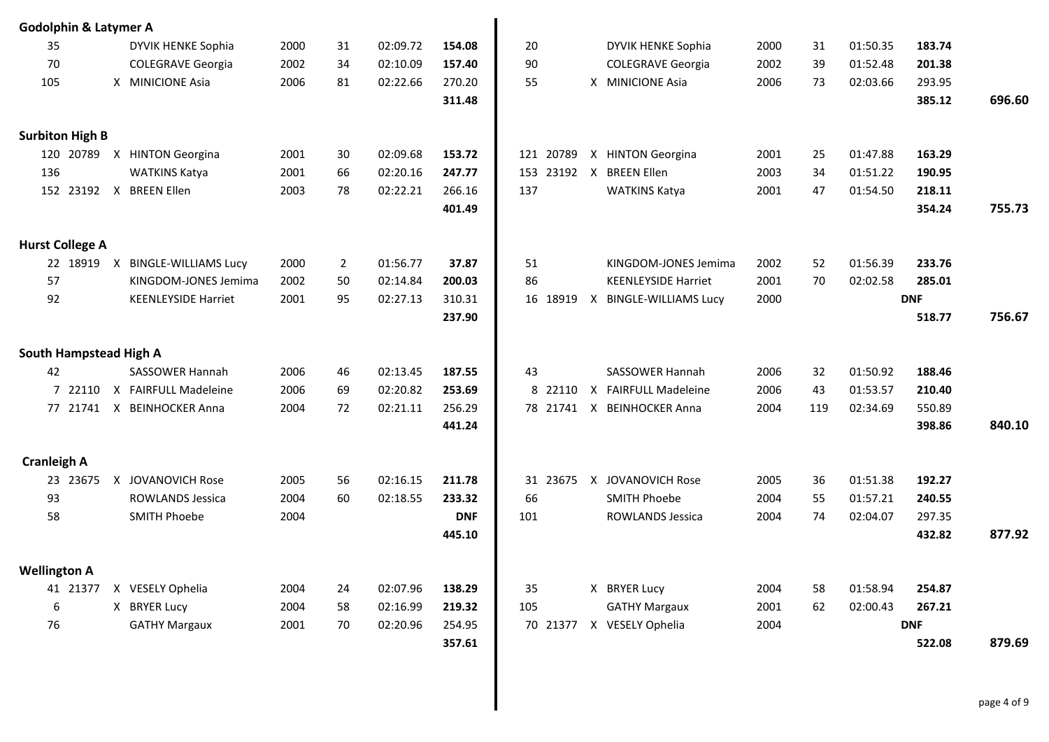**Godolphin & Latymer A**

| | | | | | | | | | | | | | | | | | |
|---|---|---|---|---|---|---|---|---|---|---|---|---|---|---|---|---|---|
| 35 | | | DYVIK HENKE Sophia | 2000 | 31 | 02:09.72 | **154.08** | 20 | | | DYVIK HENKE Sophia | 2000 | 31 | 01:50.35 | **183.74** | | |
| 70 | | | COLEGRAVE Georgia | 2002 | 34 | 02:10.09 | **157.40** | 90 | | | COLEGRAVE Georgia | 2002 | 39 | 01:52.48 | **201.38** | | |
| 105 | | X | MINICIONE Asia | 2006 | 81 | 02:22.66 | 270.20 | 55 | | X | MINICIONE Asia | 2006 | 73 | 02:03.66 | 293.95 | | |
| | | | | | | | **311.48** | | | | | | | | **385.12** | **696.60** | |

**Surbiton High B**

| | | | | | | | | | | | | | | | | |
|---|---|---|---|---|---|---|---|---|---|---|---|---|---|---|---|---|
| 120 | 20789 | X | HINTON Georgina | 2001 | 30 | 02:09.68 | **153.72** | 121 | 20789 | X | HINTON Georgina | 2001 | 25 | 01:47.88 | **163.29** | |
| 136 | | | WATKINS Katya | 2001 | 66 | 02:20.16 | **247.77** | 153 | 23192 | X | BREEN Ellen | 2003 | 34 | 01:51.22 | **190.95** | |
| 152 | 23192 | X | BREEN Ellen | 2003 | 78 | 02:22.21 | 266.16 | 137 | | | WATKINS Katya | 2001 | 47 | 01:54.50 | **218.11** | |
| | | | | | | | **401.49** | | | | | | | | **354.24** | **755.73** |

**Hurst College A**

| | | | | | | | | | | | | | | | | |
|---|---|---|---|---|---|---|---|---|---|---|---|---|---|---|---|---|
| 22 | 18919 | X | BINGLE-WILLIAMS Lucy | 2000 | 2 | 01:56.77 | **37.87** | 51 | | | KINGDOM-JONES Jemima | 2002 | 52 | 01:56.39 | **233.76** | |
| 57 | | | KINGDOM-JONES Jemima | 2002 | 50 | 02:14.84 | **200.03** | 86 | | | KEENLEYSIDE Harriet | 2001 | 70 | 02:02.58 | **285.01** | |
| 92 | | | KEENLEYSIDE Harriet | 2001 | 95 | 02:27.13 | 310.31 | 16 | 18919 | X | BINGLE-WILLIAMS Lucy | 2000 | | | **DNF** | |
| | | | | | | | **237.90** | | | | | | | | **518.77** | **756.67** |

**South Hampstead High A**

| | | | | | | | | | | | | | | | | |
|---|---|---|---|---|---|---|---|---|---|---|---|---|---|---|---|---|
| 42 | | | SASSOWER Hannah | 2006 | 46 | 02:13.45 | **187.55** | 43 | | | SASSOWER Hannah | 2006 | 32 | 01:50.92 | **188.46** | |
| 7 | 22110 | X | FAIRFULL Madeleine | 2006 | 69 | 02:20.82 | **253.69** | 8 | 22110 | X | FAIRFULL Madeleine | 2006 | 43 | 01:53.57 | **210.40** | |
| 77 | 21741 | X | BEINHOCKER Anna | 2004 | 72 | 02:21.11 | 256.29 | 78 | 21741 | X | BEINHOCKER Anna | 2004 | 119 | 02:34.69 | 550.89 | |
| | | | | | | | **441.24** | | | | | | | | **398.86** | **840.10** |

**Cranleigh A**

| | | | | | | | | | | | | | | | | |
|---|---|---|---|---|---|---|---|---|---|---|---|---|---|---|---|---|
| 23 | 23675 | X | JOVANOVICH Rose | 2005 | 56 | 02:16.15 | **211.78** | 31 | 23675 | X | JOVANOVICH Rose | 2005 | 36 | 01:51.38 | **192.27** | |
| 93 | | | ROWLANDS Jessica | 2004 | 60 | 02:18.55 | **233.32** | 66 | | | SMITH Phoebe | 2004 | 55 | 01:57.21 | **240.55** | |
| 58 | | | SMITH Phoebe | 2004 | | | **DNF** | 101 | | | ROWLANDS Jessica | 2004 | 74 | 02:04.07 | 297.35 | |
| | | | | | | | **445.10** | | | | | | | | **432.82** | **877.92** |

**Wellington A**

| | | | | | | | | | | | | | | | | |
|---|---|---|---|---|---|---|---|---|---|---|---|---|---|---|---|---|
| 41 | 21377 | X | VESELY Ophelia | 2004 | 24 | 02:07.96 | **138.29** | 35 | | X | BRYER Lucy | 2004 | 58 | 01:58.94 | **254.87** | |
| 6 | | X | BRYER Lucy | 2004 | 58 | 02:16.99 | **219.32** | 105 | | | GATHY Margaux | 2001 | 62 | 02:00.43 | **267.21** | |
| 76 | | | GATHY Margaux | 2001 | 70 | 02:20.96 | 254.95 | 70 | 21377 | X | VESELY Ophelia | 2004 | | | **DNF** | |
| | | | | | | | **357.61** | | | | | | | | **522.08** | **879.69** |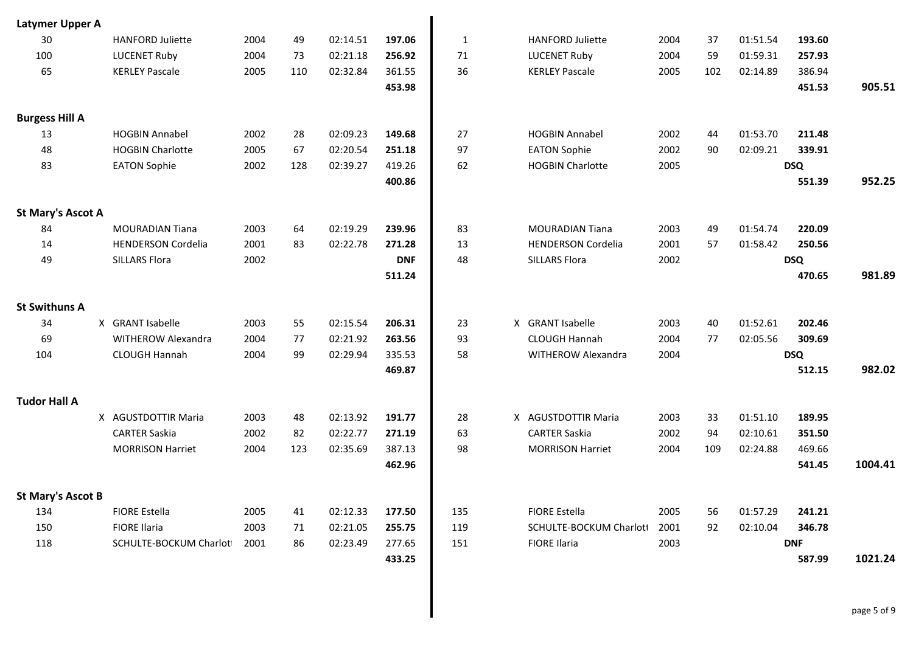**Latymer Upper A**

| | | | | | | | | | | | | | | | |
|---|---|---|---|---|---|---|---|---|---|---|---|---|---|---|---|
| 30 | | HANFORD Juliette | 2004 | 49 | 02:14.51 | **197.06** | 1 | | HANFORD Juliette | 2004 | 37 | 01:51.54 | **193.60** | |
| 100 | | LUCENET Ruby | 2004 | 73 | 02:21.18 | **256.92** | 71 | | LUCENET Ruby | 2004 | 59 | 01:59.31 | **257.93** | |
| 65 | | KERLEY Pascale | 2005 | 110 | 02:32.84 | 361.55 | 36 | | KERLEY Pascale | 2005 | 102 | 02:14.89 | 386.94 | |
| | | | | | | **453.98** | | | | | | | **451.53** | **905.51** |

**Burgess Hill A**

| | | | | | | | | | | | | | | |
|---|---|---|---|---|---|---|---|---|---|---|---|---|---|---|
| 13 | | HOGBIN Annabel | 2002 | 28 | 02:09.23 | **149.68** | 27 | | HOGBIN Annabel | 2002 | 44 | 01:53.70 | **211.48** | |
| 48 | | HOGBIN Charlotte | 2005 | 67 | 02:20.54 | **251.18** | 97 | | EATON Sophie | 2002 | 90 | 02:09.21 | **339.91** | |
| 83 | | EATON Sophie | 2002 | 128 | 02:39.27 | 419.26 | 62 | | HOGBIN Charlotte | 2005 | | | **DSQ** | |
| | | | | | | **400.86** | | | | | | | **551.39** | **952.25** |

**St Mary's Ascot A**

| | | | | | | | | | | | | | | |
|---|---|---|---|---|---|---|---|---|---|---|---|---|---|---|
| 84 | | MOURADIAN Tiana | 2003 | 64 | 02:19.29 | **239.96** | 83 | | MOURADIAN Tiana | 2003 | 49 | 01:54.74 | **220.09** | |
| 14 | | HENDERSON Cordelia | 2001 | 83 | 02:22.78 | **271.28** | 13 | | HENDERSON Cordelia | 2001 | 57 | 01:58.42 | **250.56** | |
| 49 | | SILLARS Flora | 2002 | | | **DNF** | 48 | | SILLARS Flora | 2002 | | | **DSQ** | |
| | | | | | | **511.24** | | | | | | | **470.65** | **981.89** |

**St Swithuns A**

| | | | | | | | | | | | | | | |
|---|---|---|---|---|---|---|---|---|---|---|---|---|---|---|
| 34 | X | GRANT Isabelle | 2003 | 55 | 02:15.54 | **206.31** | 23 | X | GRANT Isabelle | 2003 | 40 | 01:52.61 | **202.46** | |
| 69 | | WITHEROW Alexandra | 2004 | 77 | 02:21.92 | **263.56** | 93 | | CLOUGH Hannah | 2004 | 77 | 02:05.56 | **309.69** | |
| 104 | | CLOUGH Hannah | 2004 | 99 | 02:29.94 | 335.53 | 58 | | WITHEROW Alexandra | 2004 | | | **DSQ** | |
| | | | | | | **469.87** | | | | | | | **512.15** | **982.02** |

**Tudor Hall A**

| | | | | | | | | | | | | | | |
|---|---|---|---|---|---|---|---|---|---|---|---|---|---|---|
| | X | AGUSTDOTTIR Maria | 2003 | 48 | 02:13.92 | **191.77** | 28 | X | AGUSTDOTTIR Maria | 2003 | 33 | 01:51.10 | **189.95** | |
| | | CARTER Saskia | 2002 | 82 | 02:22.77 | **271.19** | 63 | | CARTER Saskia | 2002 | 94 | 02:10.61 | **351.50** | |
| | | MORRISON Harriet | 2004 | 123 | 02:35.69 | 387.13 | 98 | | MORRISON Harriet | 2004 | 109 | 02:24.88 | 469.66 | |
| | | | | | | **462.96** | | | | | | | **541.45** | **1004.41** |

**St Mary's Ascot B**

| | | | | | | | | | | | | | | |
|---|---|---|---|---|---|---|---|---|---|---|---|---|---|---|
| 134 | | FIORE Estella | 2005 | 41 | 02:12.33 | **177.50** | 135 | | FIORE Estella | 2005 | 56 | 01:57.29 | **241.21** | |
| 150 | | FIORE Ilaria | 2003 | 71 | 02:21.05 | **255.75** | 119 | | SCHULTE-BOCKUM Charlotte | 2001 | 92 | 02:10.04 | **346.78** | |
| 118 | | SCHULTE-BOCKUM Charlotte | 2001 | 86 | 02:23.49 | 277.65 | 151 | | FIORE Ilaria | 2003 | | | **DNF** | |
| | | | | | | **433.25** | | | | | | | **587.99** | **1021.24** |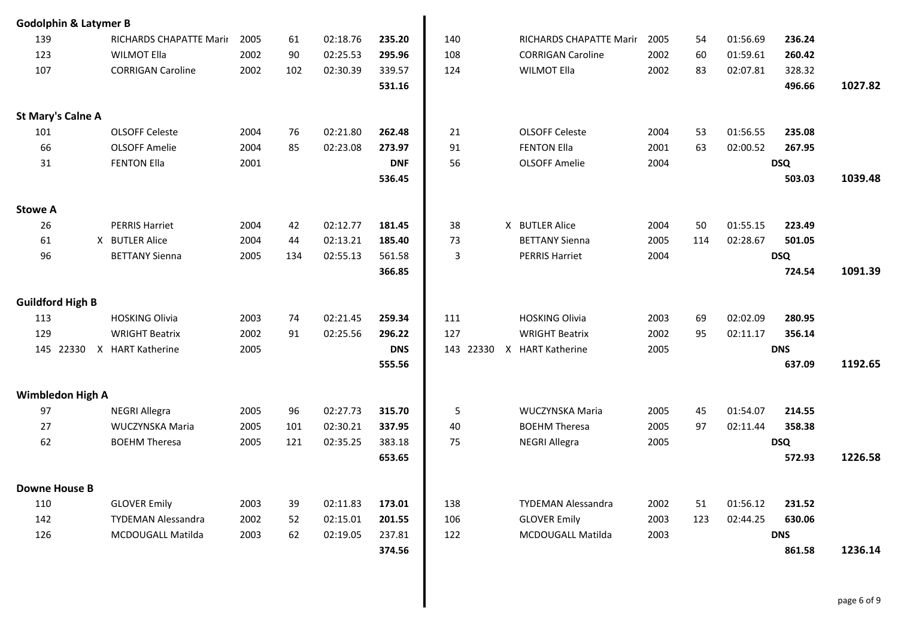**Godolphin & Latymer B**

| | | | | | | | | | | | | | | | | |
|---|---|---|---|---|---|---|---|---|---|---|---|---|---|---|---|---|
| 139 | | | RICHARDS CHAPATTE Marir | 2005 | 61 | 02:18.76 | **235.20** | 140 | | | RICHARDS CHAPATTE Marir | 2005 | 54 | 01:56.69 | **236.24** | |
| 123 | | | WILMOT Ella | 2002 | 90 | 02:25.53 | **295.96** | 108 | | | CORRIGAN Caroline | 2002 | 60 | 01:59.61 | **260.42** | |
| 107 | | | CORRIGAN Caroline | 2002 | 102 | 02:30.39 | 339.57 | 124 | | | WILMOT Ella | 2002 | 83 | 02:07.81 | 328.32 | |
| | | | | | | | **531.16** | | | | | | | | **496.66** | **1027.82** |

**St Mary's Calne A**

| | | | | | | | | | | | | | | | | |
|---|---|---|---|---|---|---|---|---|---|---|---|---|---|---|---|---|
| 101 | | | OLSOFF Celeste | 2004 | 76 | 02:21.80 | **262.48** | 21 | | | OLSOFF Celeste | 2004 | 53 | 01:56.55 | **235.08** | |
| 66 | | | OLSOFF Amelie | 2004 | 85 | 02:23.08 | **273.97** | 91 | | | FENTON Ella | 2001 | 63 | 02:00.52 | **267.95** | |
| 31 | | | FENTON Ella | 2001 | | | **DNF** | 56 | | | OLSOFF Amelie | 2004 | | | **DSQ** | |
| | | | | | | | **536.45** | | | | | | | | **503.03** | **1039.48** |

**Stowe A**

| | | | | | | | | | | | | | | | | |
|---|---|---|---|---|---|---|---|---|---|---|---|---|---|---|---|---|
| 26 | | | PERRIS Harriet | 2004 | 42 | 02:12.77 | **181.45** | 38 | | X | BUTLER Alice | 2004 | 50 | 01:55.15 | **223.49** | |
| 61 | | X | BUTLER Alice | 2004 | 44 | 02:13.21 | **185.40** | 73 | | | BETTANY Sienna | 2005 | 114 | 02:28.67 | **501.05** | |
| 96 | | | BETTANY Sienna | 2005 | 134 | 02:55.13 | 561.58 | 3 | | | PERRIS Harriet | 2004 | | | **DSQ** | |
| | | | | | | | **366.85** | | | | | | | | **724.54** | **1091.39** |

**Guildford High B**

| | | | | | | | | | | | | | | | | |
|---|---|---|---|---|---|---|---|---|---|---|---|---|---|---|---|---|
| 113 | | | HOSKING Olivia | 2003 | 74 | 02:21.45 | **259.34** | 111 | | | HOSKING Olivia | 2003 | 69 | 02:02.09 | **280.95** | |
| 129 | | | WRIGHT Beatrix | 2002 | 91 | 02:25.56 | **296.22** | 127 | | | WRIGHT Beatrix | 2002 | 95 | 02:11.17 | **356.14** | |
| 145 | 22330 | X | HART Katherine | 2005 | | | **DNS** | 143 | 22330 | X | HART Katherine | 2005 | | | **DNS** | |
| | | | | | | | **555.56** | | | | | | | | **637.09** | **1192.65** |

**Wimbledon High A**

| | | | | | | | | | | | | | | | | |
|---|---|---|---|---|---|---|---|---|---|---|---|---|---|---|---|---|
| 97 | | | NEGRI Allegra | 2005 | 96 | 02:27.73 | **315.70** | 5 | | | WUCZYNSKA Maria | 2005 | 45 | 01:54.07 | **214.55** | |
| 27 | | | WUCZYNSKA Maria | 2005 | 101 | 02:30.21 | **337.95** | 40 | | | BOEHM Theresa | 2005 | 97 | 02:11.44 | **358.38** | |
| 62 | | | BOEHM Theresa | 2005 | 121 | 02:35.25 | 383.18 | 75 | | | NEGRI Allegra | 2005 | | | **DSQ** | |
| | | | | | | | **653.65** | | | | | | | | **572.93** | **1226.58** |

**Downe House B**

| | | | | | | | | | | | | | | | | |
|---|---|---|---|---|---|---|---|---|---|---|---|---|---|---|---|---|
| 110 | | | GLOVER Emily | 2003 | 39 | 02:11.83 | **173.01** | 138 | | | TYDEMAN Alessandra | 2002 | 51 | 01:56.12 | **231.52** | |
| 142 | | | TYDEMAN Alessandra | 2002 | 52 | 02:15.01 | **201.55** | 106 | | | GLOVER Emily | 2003 | 123 | 02:44.25 | **630.06** | |
| 126 | | | MCDOUGALL Matilda | 2003 | 62 | 02:19.05 | 237.81 | 122 | | | MCDOUGALL Matilda | 2003 | | | **DNS** | |
| | | | | | | | **374.56** | | | | | | | | **861.58** | **1236.14** |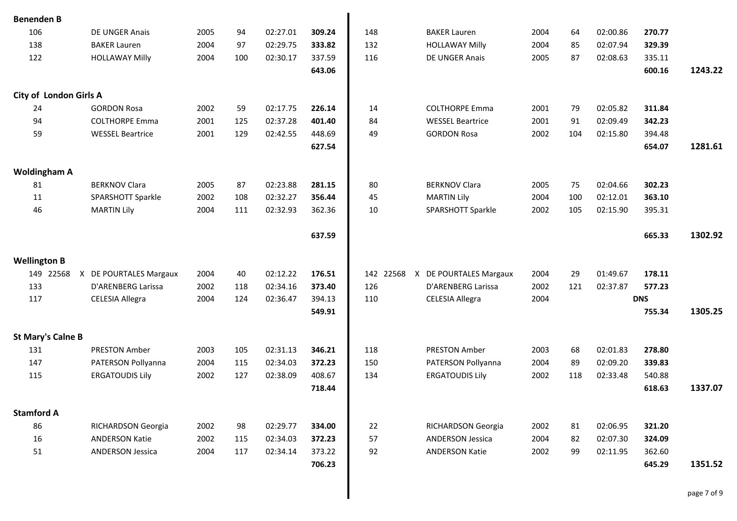| Team | No. | ID | | Name | Year | Pos | Time | Points | No. | ID | | Name | Year | Pos | Time | Points | Total |
|---|---|---|---|---|---|---|---|---|---|---|---|---|---|---|---|---|---|
| **Benenden B** | | | | | | | | | | | | | | | | | |
| | 106 | | | DE UNGER Anais | 2005 | 94 | 02:27.01 | **309.24** | 148 | | | BAKER Lauren | 2004 | 64 | 02:00.86 | **270.77** | |
| | 138 | | | BAKER Lauren | 2004 | 97 | 02:29.75 | **333.82** | 132 | | | HOLLAWAY Milly | 2004 | 85 | 02:07.94 | **329.39** | |
| | 122 | | | HOLLAWAY Milly | 2004 | 100 | 02:30.17 | 337.59 | 116 | | | DE UNGER Anais | 2005 | 87 | 02:08.63 | 335.11 | |
| | | | | | | | | **643.06** | | | | | | | | **600.16** | **1243.22** |
| **City of London Girls A** | | | | | | | | | | | | | | | | | |
| | 24 | | | GORDON Rosa | 2002 | 59 | 02:17.75 | **226.14** | 14 | | | COLTHORPE Emma | 2001 | 79 | 02:05.82 | **311.84** | |
| | 94 | | | COLTHORPE Emma | 2001 | 125 | 02:37.28 | **401.40** | 84 | | | WESSEL Beartrice | 2001 | 91 | 02:09.49 | **342.23** | |
| | 59 | | | WESSEL Beartrice | 2001 | 129 | 02:42.55 | 448.69 | 49 | | | GORDON Rosa | 2002 | 104 | 02:15.80 | 394.48 | |
| | | | | | | | | **627.54** | | | | | | | | **654.07** | **1281.61** |
| **Woldingham A** | | | | | | | | | | | | | | | | | |
| | 81 | | | BERKNOV Clara | 2005 | 87 | 02:23.88 | **281.15** | 80 | | | BERKNOV Clara | 2005 | 75 | 02:04.66 | **302.23** | |
| | 11 | | | SPARSHOTT Sparkle | 2002 | 108 | 02:32.27 | **356.44** | 45 | | | MARTIN Lily | 2004 | 100 | 02:12.01 | **363.10** | |
| | 46 | | | MARTIN Lily | 2004 | 111 | 02:32.93 | 362.36 | 10 | | | SPARSHOTT Sparkle | 2002 | 105 | 02:15.90 | 395.31 | |
| | | | | | | | | **637.59** | | | | | | | | **665.33** | **1302.92** |
| **Wellington B** | | | | | | | | | | | | | | | | | |
| | 149 | 22568 | X | DE POURTALES Margaux | 2004 | 40 | 02:12.22 | **176.51** | 142 | 22568 | X | DE POURTALES Margaux | 2004 | 29 | 01:49.67 | **178.11** | |
| | 133 | | | D'ARENBERG Larissa | 2002 | 118 | 02:34.16 | **373.40** | 126 | | | D'ARENBERG Larissa | 2002 | 121 | 02:37.87 | **577.23** | |
| | 117 | | | CELESIA Allegra | 2004 | 124 | 02:36.47 | 394.13 | 110 | | | CELESIA Allegra | 2004 | | | **DNS** | |
| | | | | | | | | **549.91** | | | | | | | | **755.34** | **1305.25** |
| **St Mary's Calne B** | | | | | | | | | | | | | | | | | |
| | 131 | | | PRESTON Amber | 2003 | 105 | 02:31.13 | **346.21** | 118 | | | PRESTON Amber | 2003 | 68 | 02:01.83 | **278.80** | |
| | 147 | | | PATERSON Pollyanna | 2004 | 115 | 02:34.03 | **372.23** | 150 | | | PATERSON Pollyanna | 2004 | 89 | 02:09.20 | **339.83** | |
| | 115 | | | ERGATOUDIS Lily | 2002 | 127 | 02:38.09 | 408.67 | 134 | | | ERGATOUDIS Lily | 2002 | 118 | 02:33.48 | 540.88 | |
| | | | | | | | | **718.44** | | | | | | | | **618.63** | **1337.07** |
| **Stamford A** | | | | | | | | | | | | | | | | | |
| | 86 | | | RICHARDSON Georgia | 2002 | 98 | 02:29.77 | **334.00** | 22 | | | RICHARDSON Georgia | 2002 | 81 | 02:06.95 | **321.20** | |
| | 16 | | | ANDERSON Katie | 2002 | 115 | 02:34.03 | **372.23** | 57 | | | ANDERSON Jessica | 2004 | 82 | 02:07.30 | **324.09** | |
| | 51 | | | ANDERSON Jessica | 2004 | 117 | 02:34.14 | 373.22 | 92 | | | ANDERSON Katie | 2002 | 99 | 02:11.95 | 362.60 | |
| | | | | | | | | **706.23** | | | | | | | | **645.29** | **1351.52** |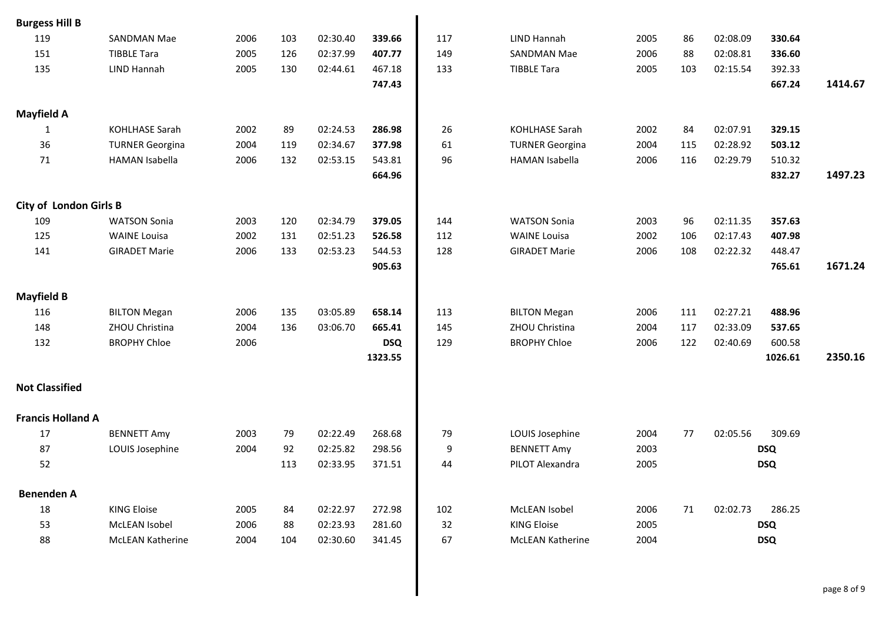**Burgess Hill B**

| | | | | | | | | | | | | |
|---|---|---|---|---|---|---|---|---|---|---|---|---|
| 119 | SANDMAN Mae | 2006 | 103 | 02:30.40 | **339.66** | 117 | LIND Hannah | 2005 | 86 | 02:08.09 | **330.64** | |
| 151 | TIBBLE Tara | 2005 | 126 | 02:37.99 | **407.77** | 149 | SANDMAN Mae | 2006 | 88 | 02:08.81 | **336.60** | |
| 135 | LIND Hannah | 2005 | 130 | 02:44.61 | 467.18 | 133 | TIBBLE Tara | 2005 | 103 | 02:15.54 | 392.33 | |
| | | | | | **747.43** | | | | | | **667.24** | **1414.67** |

**Mayfield A**

| | | | | | | | | | | | | |
|---|---|---|---|---|---|---|---|---|---|---|---|---|
| 1 | KOHLHASE Sarah | 2002 | 89 | 02:24.53 | **286.98** | 26 | KOHLHASE Sarah | 2002 | 84 | 02:07.91 | **329.15** | |
| 36 | TURNER Georgina | 2004 | 119 | 02:34.67 | **377.98** | 61 | TURNER Georgina | 2004 | 115 | 02:28.92 | **503.12** | |
| 71 | HAMAN Isabella | 2006 | 132 | 02:53.15 | 543.81 | 96 | HAMAN Isabella | 2006 | 116 | 02:29.79 | 510.32 | |
| | | | | | **664.96** | | | | | | **832.27** | **1497.23** |

**City of London Girls B**

| | | | | | | | | | | | | |
|---|---|---|---|---|---|---|---|---|---|---|---|---|
| 109 | WATSON Sonia | 2003 | 120 | 02:34.79 | **379.05** | 144 | WATSON Sonia | 2003 | 96 | 02:11.35 | **357.63** | |
| 125 | WAINE Louisa | 2002 | 131 | 02:51.23 | **526.58** | 112 | WAINE Louisa | 2002 | 106 | 02:17.43 | **407.98** | |
| 141 | GIRADET Marie | 2006 | 133 | 02:53.23 | 544.53 | 128 | GIRADET Marie | 2006 | 108 | 02:22.32 | 448.47 | |
| | | | | | **905.63** | | | | | | **765.61** | **1671.24** |

**Mayfield B**

| | | | | | | | | | | | | |
|---|---|---|---|---|---|---|---|---|---|---|---|---|
| 116 | BILTON Megan | 2006 | 135 | 03:05.89 | **658.14** | 113 | BILTON Megan | 2006 | 111 | 02:27.21 | **488.96** | |
| 148 | ZHOU Christina | 2004 | 136 | 03:06.70 | **665.41** | 145 | ZHOU Christina | 2004 | 117 | 02:33.09 | **537.65** | |
| 132 | BROPHY Chloe | 2006 | | | **DSQ** | 129 | BROPHY Chloe | 2006 | 122 | 02:40.69 | 600.58 | |
| | | | | | **1323.55** | | | | | | **1026.61** | **2350.16** |

**Not Classified**

**Francis Holland A**

| | | | | | | | | | | | |
|---|---|---|---|---|---|---|---|---|---|---|---|
| 17 | BENNETT Amy | 2003 | 79 | 02:22.49 | 268.68 | 79 | LOUIS Josephine | 2004 | 77 | 02:05.56 | 309.69 |
| 87 | LOUIS Josephine | 2004 | 92 | 02:25.82 | 298.56 | 9 | BENNETT Amy | 2003 | | | **DSQ** |
| 52 | | | 113 | 02:33.95 | 371.51 | 44 | PILOT Alexandra | 2005 | | | **DSQ** |

**Benenden A**

| | | | | | | | | | | | |
|---|---|---|---|---|---|---|---|---|---|---|---|
| 18 | KING Eloise | 2005 | 84 | 02:22.97 | 272.98 | 102 | McLEAN Isobel | 2006 | 71 | 02:02.73 | 286.25 |
| 53 | McLEAN Isobel | 2006 | 88 | 02:23.93 | 281.60 | 32 | KING Eloise | 2005 | | | **DSQ** |
| 88 | McLEAN Katherine | 2004 | 104 | 02:30.60 | 341.45 | 67 | McLEAN Katherine | 2004 | | | **DSQ** |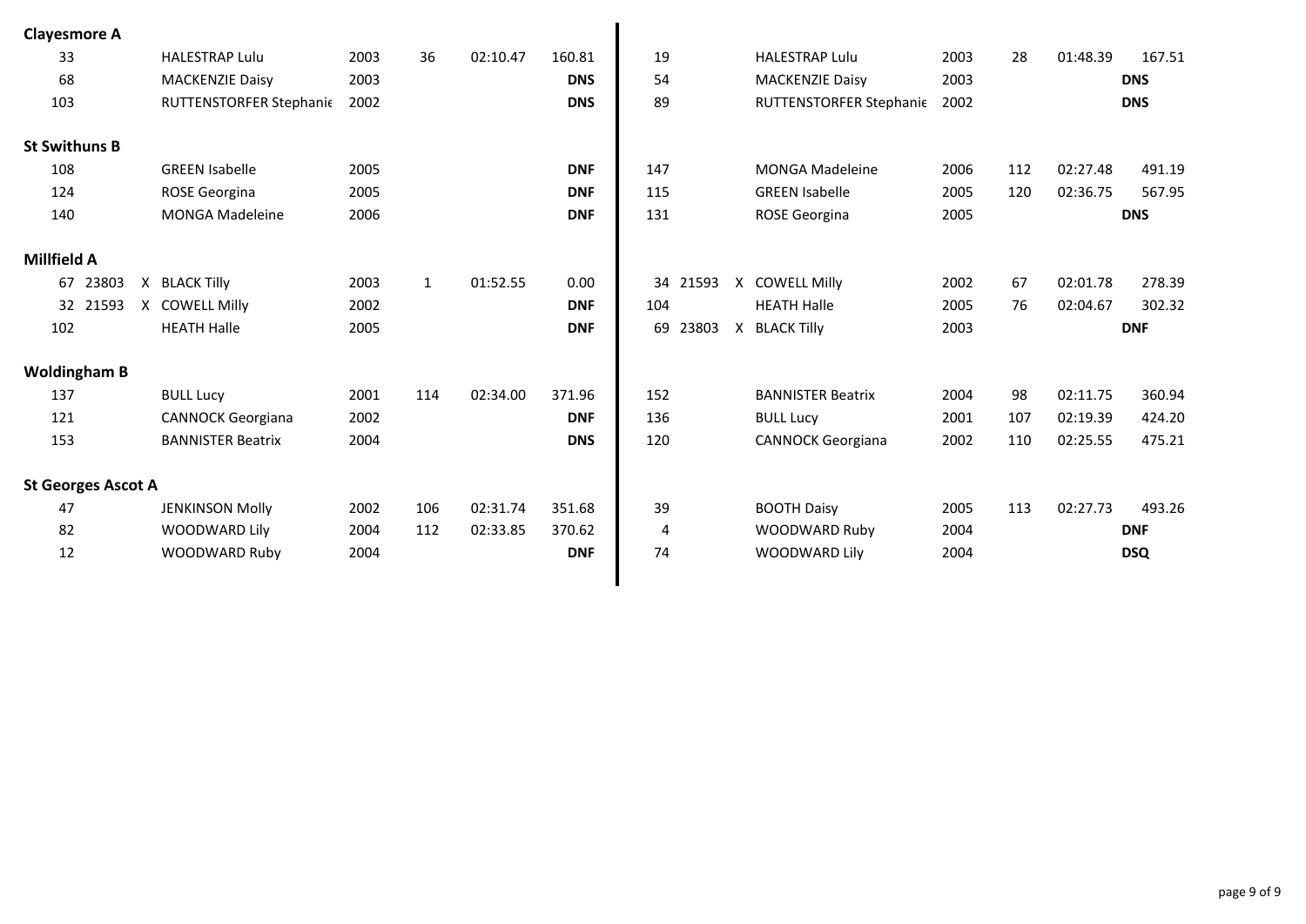**Clayesmore A**

| | | | | | | | | | | | | | | | |
|---|---|---|---|---|---|---|---|---|---|---|---|---|---|---|---|
| 33 | | | HALESTRAP Lulu | 2003 | 36 | 02:10.47 | 160.81 | 19 | | | HALESTRAP Lulu | 2003 | 28 | 01:48.39 | 167.51 |
| 68 | | | MACKENZIE Daisy | 2003 | | | **DNS** | 54 | | | MACKENZIE Daisy | 2003 | | | **DNS** |
| 103 | | | RUTTENSTORFER Stephanie | 2002 | | | **DNS** | 89 | | | RUTTENSTORFER Stephanie | 2002 | | | **DNS** |

**St Swithuns B**

| | | | | | | | | | | | | | | | |
|---|---|---|---|---|---|---|---|---|---|---|---|---|---|---|---|
| 108 | | | GREEN Isabelle | 2005 | | | **DNF** | 147 | | | MONGA Madeleine | 2006 | 112 | 02:27.48 | 491.19 |
| 124 | | | ROSE Georgina | 2005 | | | **DNF** | 115 | | | GREEN Isabelle | 2005 | 120 | 02:36.75 | 567.95 |
| 140 | | | MONGA Madeleine | 2006 | | | **DNF** | 131 | | | ROSE Georgina | 2005 | | | **DNS** |

**Millfield A**

| | | | | | | | | | | | | | | | |
|---|---|---|---|---|---|---|---|---|---|---|---|---|---|---|---|
| 67 | 23803 | X | BLACK Tilly | 2003 | 1 | 01:52.55 | 0.00 | 34 | 21593 | X | COWELL Milly | 2002 | 67 | 02:01.78 | 278.39 |
| 32 | 21593 | X | COWELL Milly | 2002 | | | **DNF** | 104 | | | HEATH Halle | 2005 | 76 | 02:04.67 | 302.32 |
| 102 | | | HEATH Halle | 2005 | | | **DNF** | 69 | 23803 | X | BLACK Tilly | 2003 | | | **DNF** |

**Woldingham B**

| | | | | | | | | | | | | | | | |
|---|---|---|---|---|---|---|---|---|---|---|---|---|---|---|---|
| 137 | | | BULL Lucy | 2001 | 114 | 02:34.00 | 371.96 | 152 | | | BANNISTER Beatrix | 2004 | 98 | 02:11.75 | 360.94 |
| 121 | | | CANNOCK Georgiana | 2002 | | | **DNF** | 136 | | | BULL Lucy | 2001 | 107 | 02:19.39 | 424.20 |
| 153 | | | BANNISTER Beatrix | 2004 | | | **DNS** | 120 | | | CANNOCK Georgiana | 2002 | 110 | 02:25.55 | 475.21 |

**St Georges Ascot A**

| | | | | | | | | | | | | | | | |
|---|---|---|---|---|---|---|---|---|---|---|---|---|---|---|---|
| 47 | | | JENKINSON Molly | 2002 | 106 | 02:31.74 | 351.68 | 39 | | | BOOTH Daisy | 2005 | 113 | 02:27.73 | 493.26 |
| 82 | | | WOODWARD Lily | 2004 | 112 | 02:33.85 | 370.62 | 4 | | | WOODWARD Ruby | 2004 | | | **DNF** |
| 12 | | | WOODWARD Ruby | 2004 | | | **DNF** | 74 | | | WOODWARD Lily | 2004 | | | **DSQ** |